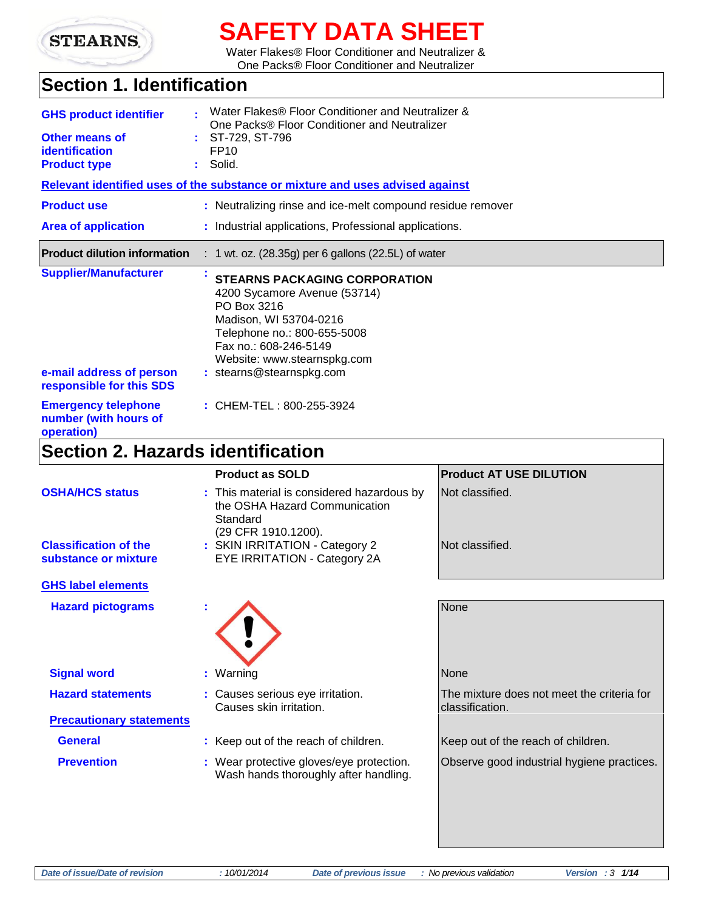# SAFETY DATA SHEET

Water Flakes® Floor Conditioner and Neutralizer & One Packs® Floor Conditioner and Neutralizer

## Section 1. Identification

**GHS product identifier** : Water Flakes® Floor Conditioner and Neutralizer & One Packs® Floor Conditioner and Neutralizer

**Other means of identification** : ST-729, ST-796 FP10

**Product type** : Solid.

**Relevant identified uses of the substance or mixture and uses advised against**

**Product use** : Neutralizing rinse and ice-melt compound residue remover

**Area of application** : Industrial applications, Professional applications.

**Product dilution information** : 1 wt. oz. (28.35g) per 6 gallons (22.5L) of water

**Supplier/Manufacturer** :
**STEARNS PACKAGING CORPORATION**
4200 Sycamore Avenue (53714)
PO Box 3216
Madison, WI 53704-0216
Telephone no.: 800-655-5008
Fax no.: 608-246-5149
Website: www.stearnspkg.com

**e-mail address of person responsible for this SDS** : stearns@stearnspkg.com

**Emergency telephone number (with hours of operation)** : CHEM-TEL : 800-255-3924

## Section 2. Hazards identification

| | Product as SOLD | Product AT USE DILUTION |
|---|---|---|
| **OSHA/HCS status** | This material is considered hazardous by the OSHA Hazard Communication Standard (29 CFR 1910.1200). | Not classified. |
| **Classification of the substance or mixture** | SKIN IRRITATION - Category 2<br>EYE IRRITATION - Category 2A | Not classified. |
| **GHS label elements** | | |
| **Hazard pictograms** | (exclamation mark pictogram) | None |
| **Signal word** | Warning | None |
| **Hazard statements** | Causes serious eye irritation.<br>Causes skin irritation. | The mixture does not meet the criteria for classification. |
| **Precautionary statements** | | |
| **General** | Keep out of the reach of children. | Keep out of the reach of children. |
| **Prevention** | Wear protective gloves/eye protection.<br>Wash hands thoroughly after handling. | Observe good industrial hygiene practices. |

*Date of issue/Date of revision* : 10/01/2014 *Date of previous issue* : No previous validation *Version* : 3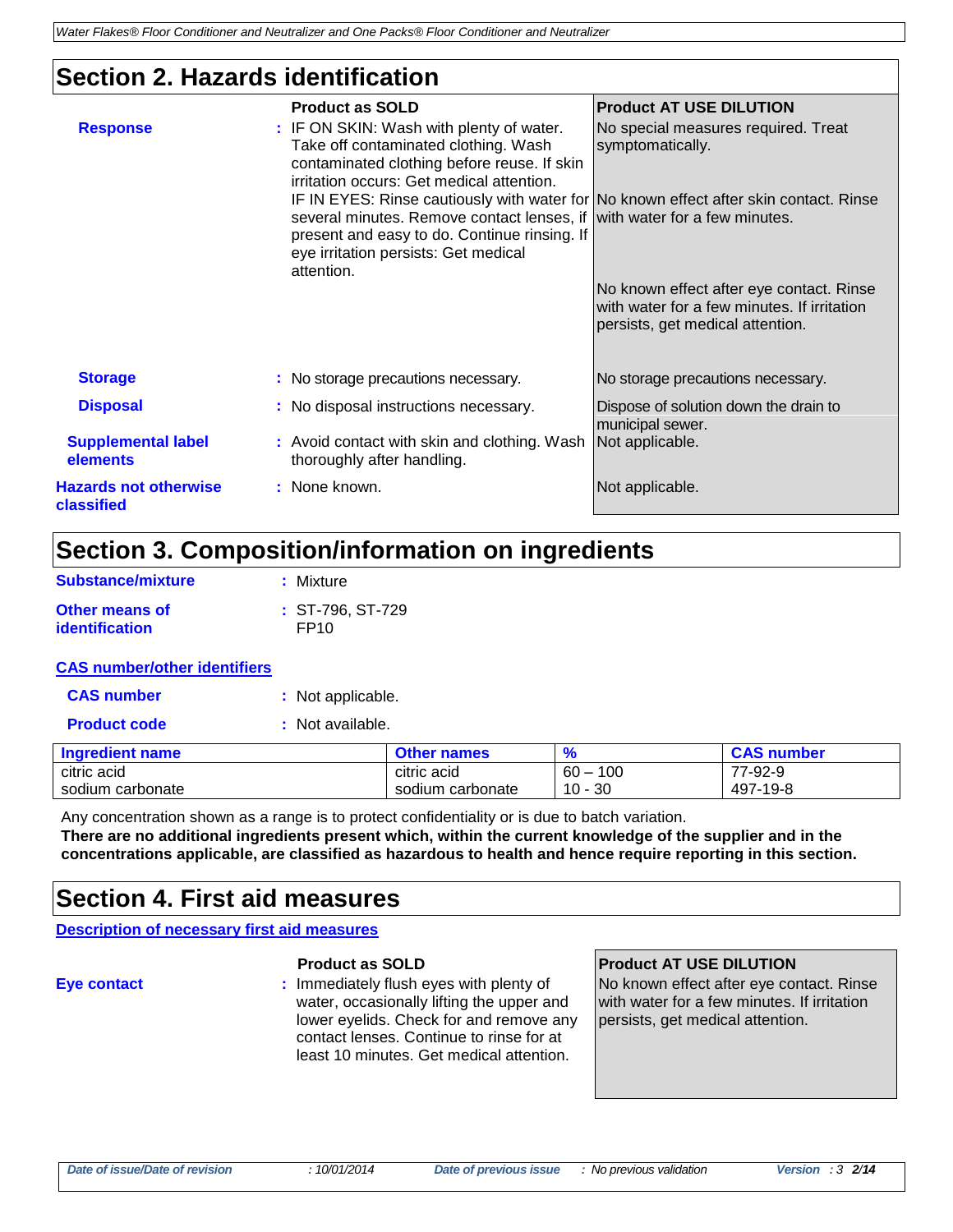## Section 2. Hazards identification

| | Product as SOLD | Product AT USE DILUTION |
|---|---|---|
| **Response** | IF ON SKIN: Wash with plenty of water. Take off contaminated clothing. Wash contaminated clothing before reuse. If skin irritation occurs: Get medical attention. IF IN EYES: Rinse cautiously with water for several minutes. Remove contact lenses, if present and easy to do. Continue rinsing. If eye irritation persists: Get medical attention. | No special measures required. Treat symptomatically. No known effect after skin contact. Rinse with water for a few minutes. No known effect after eye contact. Rinse with water for a few minutes. If irritation persists, get medical attention. |
| **Storage** | No storage precautions necessary. | No storage precautions necessary. |
| **Disposal** | No disposal instructions necessary. | Dispose of solution down the drain to municipal sewer. |
| **Supplemental label elements** | Avoid contact with skin and clothing. Wash thoroughly after handling. | Not applicable. |
| **Hazards not otherwise classified** | None known. | Not applicable. |

## Section 3. Composition/information on ingredients

**Substance/mixture** : Mixture

**Other means of identification** : ST-796, ST-729 FP10

**CAS number/other identifiers**

**CAS number** : Not applicable.

**Product code** : Not available.

| Ingredient name | Other names | % | CAS number |
|---|---|---|---|
| citric acid | citric acid | 60 – 100 | 77-92-9 |
| sodium carbonate | sodium carbonate | 10 - 30 | 497-19-8 |

Any concentration shown as a range is to protect confidentiality or is due to batch variation.

**There are no additional ingredients present which, within the current knowledge of the supplier and in the concentrations applicable, are classified as hazardous to health and hence require reporting in this section.**

## Section 4. First aid measures

**Description of necessary first aid measures**

| | Product as SOLD | Product AT USE DILUTION |
|---|---|---|
| **Eye contact** | Immediately flush eyes with plenty of water, occasionally lifting the upper and lower eyelids. Check for and remove any contact lenses. Continue to rinse for at least 10 minutes. Get medical attention. | No known effect after eye contact. Rinse with water for a few minutes. If irritation persists, get medical attention. |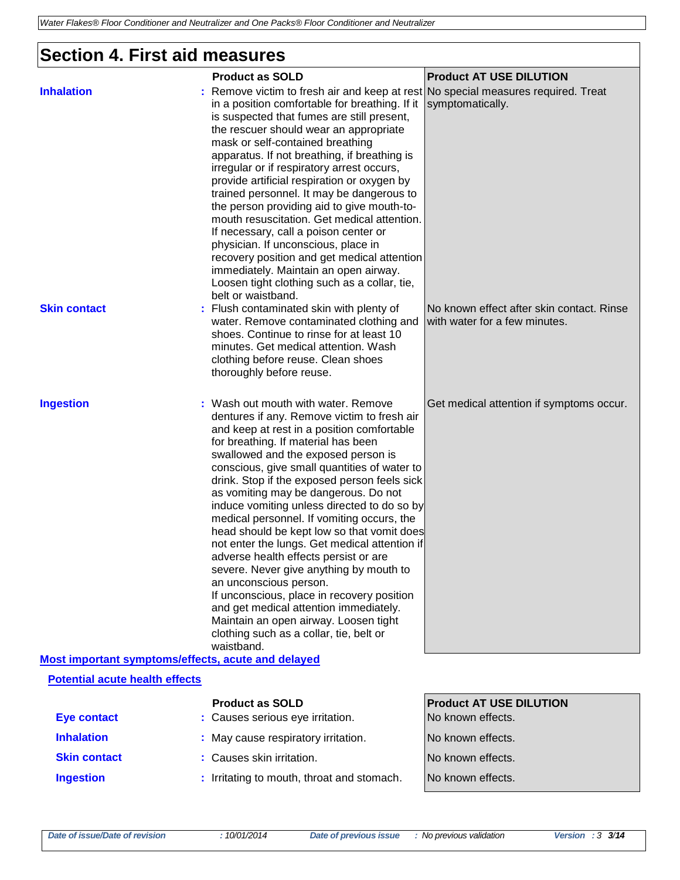# Section 4. First aid measures

| | Product as SOLD | Product AT USE DILUTION |
|---|---|---|
| **Inhalation** | Remove victim to fresh air and keep at rest in a position comfortable for breathing. If it is suspected that fumes are still present, the rescuer should wear an appropriate mask or self-contained breathing apparatus. If not breathing, if breathing is irregular or if respiratory arrest occurs, provide artificial respiration or oxygen by trained personnel. It may be dangerous to the person providing aid to give mouth-to-mouth resuscitation. Get medical attention. If necessary, call a poison center or physician. If unconscious, place in recovery position and get medical attention immediately. Maintain an open airway. Loosen tight clothing such as a collar, tie, belt or waistband. | No special measures required. Treat symptomatically. |
| **Skin contact** | Flush contaminated skin with plenty of water. Remove contaminated clothing and shoes. Continue to rinse for at least 10 minutes. Get medical attention. Wash clothing before reuse. Clean shoes thoroughly before reuse. | No known effect after skin contact. Rinse with water for a few minutes. |
| **Ingestion** | Wash out mouth with water. Remove dentures if any. Remove victim to fresh air and keep at rest in a position comfortable for breathing. If material has been swallowed and the exposed person is conscious, give small quantities of water to drink. Stop if the exposed person feels sick as vomiting may be dangerous. Do not induce vomiting unless directed to do so by medical personnel. If vomiting occurs, the head should be kept low so that vomit does not enter the lungs. Get medical attention if adverse health effects persist or are severe. Never give anything by mouth to an unconscious person. If unconscious, place in recovery position and get medical attention immediately. Maintain an open airway. Loosen tight clothing such as a collar, tie, belt or waistband. | Get medical attention if symptoms occur. |

## Most important symptoms/effects, acute and delayed

### Potential acute health effects

| | Product as SOLD | Product AT USE DILUTION |
|---|---|---|
| **Eye contact** | Causes serious eye irritation. | No known effects. |
| **Inhalation** | May cause respiratory irritation. | No known effects. |
| **Skin contact** | Causes skin irritation. | No known effects. |
| **Ingestion** | Irritating to mouth, throat and stomach. | No known effects. |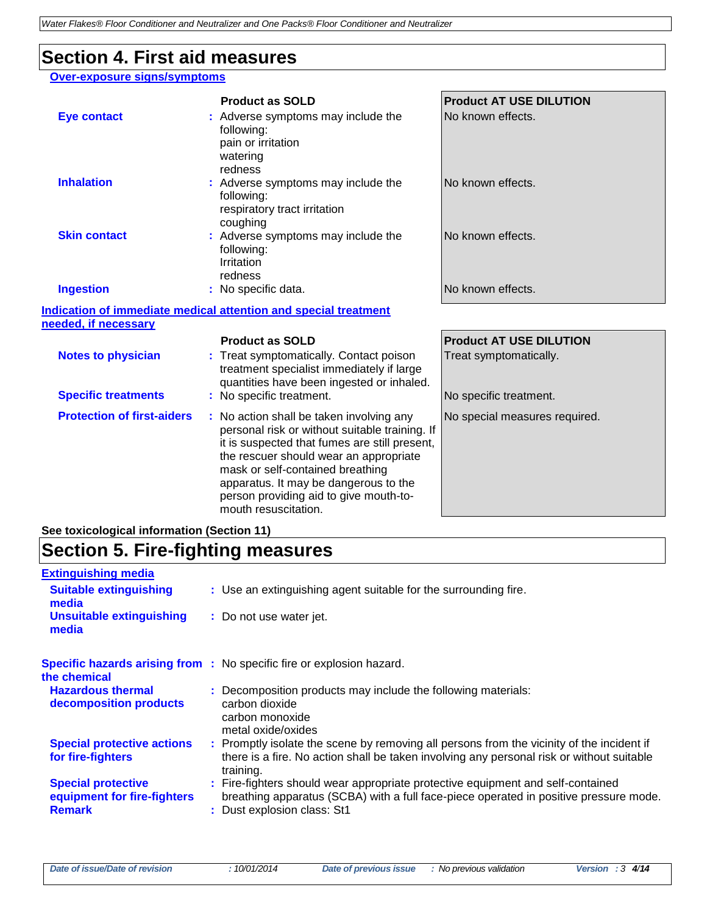## Section 4. First aid measures

### Over-exposure signs/symptoms

| | Product as SOLD | Product AT USE DILUTION |
|---|---|---|
| **Eye contact** | Adverse symptoms may include the following: pain or irritation, watering, redness | No known effects. |
| **Inhalation** | Adverse symptoms may include the following: respiratory tract irritation, coughing | No known effects. |
| **Skin contact** | Adverse symptoms may include the following: Irritation, redness | No known effects. |
| **Ingestion** | No specific data. | No known effects. |

### Indication of immediate medical attention and special treatment needed, if necessary

| | Product as SOLD | Product AT USE DILUTION |
|---|---|---|
| **Notes to physician** | Treat symptomatically. Contact poison treatment specialist immediately if large quantities have been ingested or inhaled. | Treat symptomatically. |
| **Specific treatments** | No specific treatment. | No specific treatment. |
| **Protection of first-aiders** | No action shall be taken involving any personal risk or without suitable training. If it is suspected that fumes are still present, the rescuer should wear an appropriate mask or self-contained breathing apparatus. It may be dangerous to the person providing aid to give mouth-to-mouth resuscitation. | No special measures required. |

**See toxicological information (Section 11)**

## Section 5. Fire-fighting measures

### Extinguishing media

**Suitable extinguishing media** : Use an extinguishing agent suitable for the surrounding fire.

**Unsuitable extinguishing media** : Do not use water jet.

**Specific hazards arising from the chemical** : No specific fire or explosion hazard.

**Hazardous thermal decomposition products** : Decomposition products may include the following materials:
carbon dioxide
carbon monoxide
metal oxide/oxides

**Special protective actions for fire-fighters** : Promptly isolate the scene by removing all persons from the vicinity of the incident if there is a fire. No action shall be taken involving any personal risk or without suitable training.

**Special protective equipment for fire-fighters** : Fire-fighters should wear appropriate protective equipment and self-contained breathing apparatus (SCBA) with a full face-piece operated in positive pressure mode.

**Remark** : Dust explosion class: St1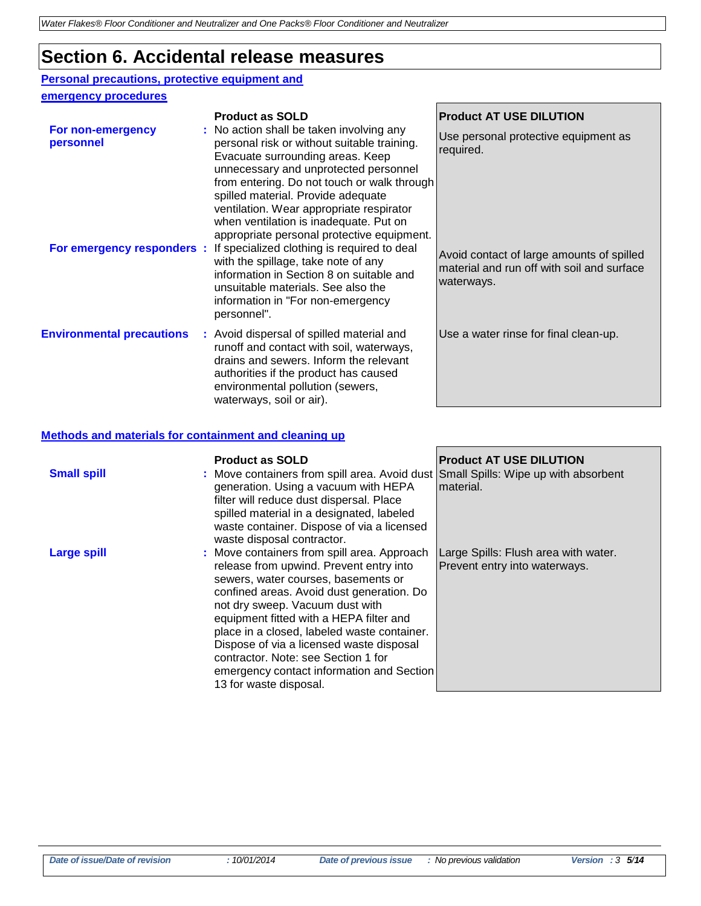# Section 6. Accidental release measures

## Personal precautions, protective equipment and emergency procedures

| | Product as SOLD | Product AT USE DILUTION |
|---|---|---|
| **For non-emergency personnel** | No action shall be taken involving any personal risk or without suitable training. Evacuate surrounding areas. Keep unnecessary and unprotected personnel from entering. Do not touch or walk through spilled material. Provide adequate ventilation. Wear appropriate respirator when ventilation is inadequate. Put on appropriate personal protective equipment. | Use personal protective equipment as required. |
| **For emergency responders** | If specialized clothing is required to deal with the spillage, take note of any information in Section 8 on suitable and unsuitable materials. See also the information in "For non-emergency personnel". | Avoid contact of large amounts of spilled material and run off with soil and surface waterways. |
| **Environmental precautions** | Avoid dispersal of spilled material and runoff and contact with soil, waterways, drains and sewers. Inform the relevant authorities if the product has caused environmental pollution (sewers, waterways, soil or air). | Use a water rinse for final clean-up. |

## Methods and materials for containment and cleaning up

| | Product as SOLD | Product AT USE DILUTION |
|---|---|---|
| **Small spill** | Move containers from spill area. Avoid dust generation. Using a vacuum with HEPA filter will reduce dust dispersal. Place spilled material in a designated, labeled waste container. Dispose of via a licensed waste disposal contractor. | Small Spills: Wipe up with absorbent material. |
| **Large spill** | Move containers from spill area. Approach release from upwind. Prevent entry into sewers, water courses, basements or confined areas. Avoid dust generation. Do not dry sweep. Vacuum dust with equipment fitted with a HEPA filter and place in a closed, labeled waste container. Dispose of via a licensed waste disposal contractor. Note: see Section 1 for emergency contact information and Section 13 for waste disposal. | Large Spills: Flush area with water. Prevent entry into waterways. |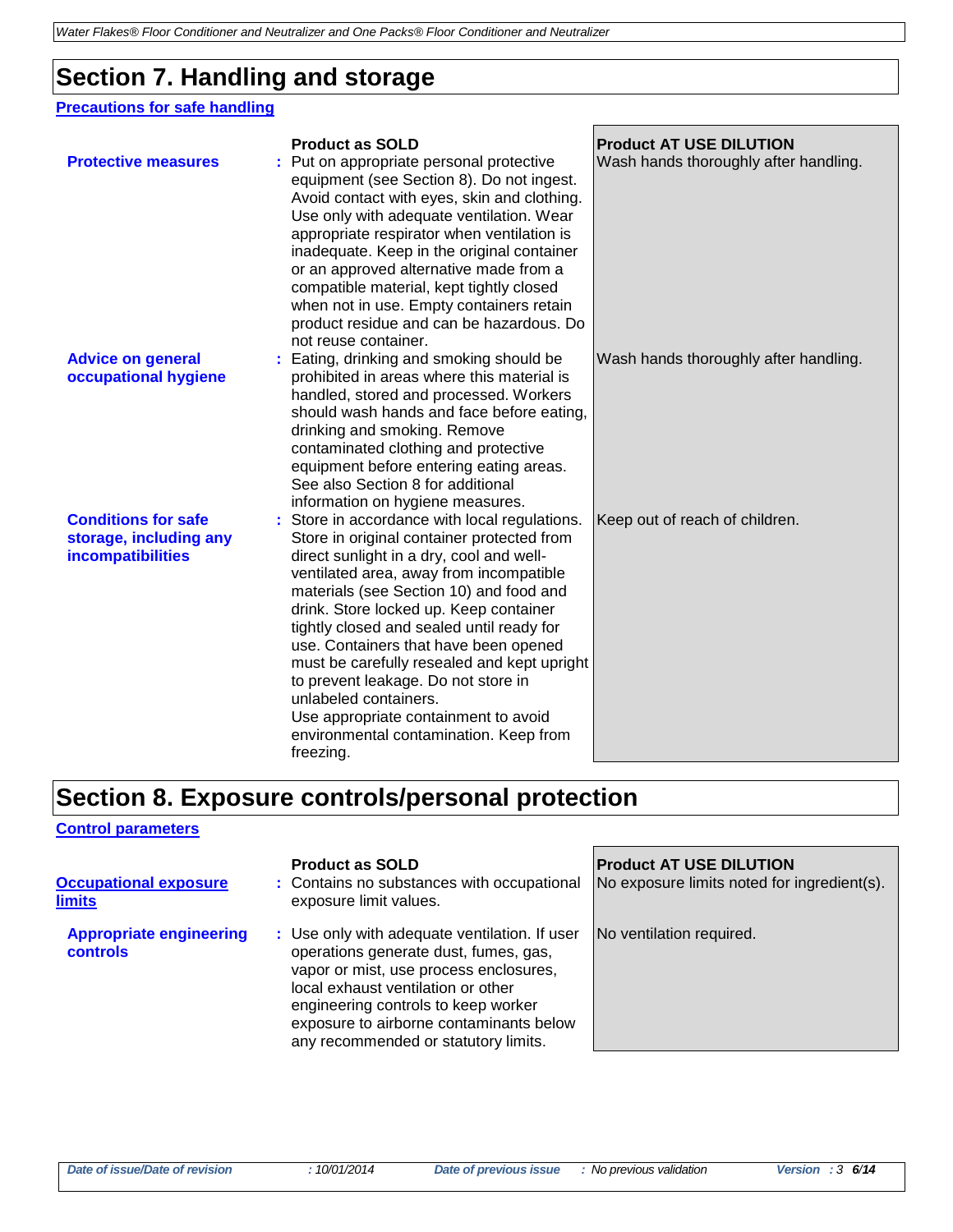# Section 7. Handling and storage

### Precautions for safe handling

| | Product as SOLD | Product AT USE DILUTION |
|---|---|---|
| **Protective measures** | Put on appropriate personal protective equipment (see Section 8). Do not ingest. Avoid contact with eyes, skin and clothing. Use only with adequate ventilation. Wear appropriate respirator when ventilation is inadequate. Keep in the original container or an approved alternative made from a compatible material, kept tightly closed when not in use. Empty containers retain product residue and can be hazardous. Do not reuse container. | Wash hands thoroughly after handling. |
| **Advice on general occupational hygiene** | Eating, drinking and smoking should be prohibited in areas where this material is handled, stored and processed. Workers should wash hands and face before eating, drinking and smoking. Remove contaminated clothing and protective equipment before entering eating areas. See also Section 8 for additional information on hygiene measures. | Wash hands thoroughly after handling. |
| **Conditions for safe storage, including any incompatibilities** | Store in accordance with local regulations. Store in original container protected from direct sunlight in a dry, cool and well-ventilated area, away from incompatible materials (see Section 10) and food and drink. Store locked up. Keep container tightly closed and sealed until ready for use. Containers that have been opened must be carefully resealed and kept upright to prevent leakage. Do not store in unlabeled containers. Use appropriate containment to avoid environmental contamination. Keep from freezing. | Keep out of reach of children. |

# Section 8. Exposure controls/personal protection

### Control parameters

| | Product as SOLD | Product AT USE DILUTION |
|---|---|---|
| **Occupational exposure limits** | Contains no substances with occupational exposure limit values. | No exposure limits noted for ingredient(s). |
| **Appropriate engineering controls** | Use only with adequate ventilation. If user operations generate dust, fumes, gas, vapor or mist, use process enclosures, local exhaust ventilation or other engineering controls to keep worker exposure to airborne contaminants below any recommended or statutory limits. | No ventilation required. |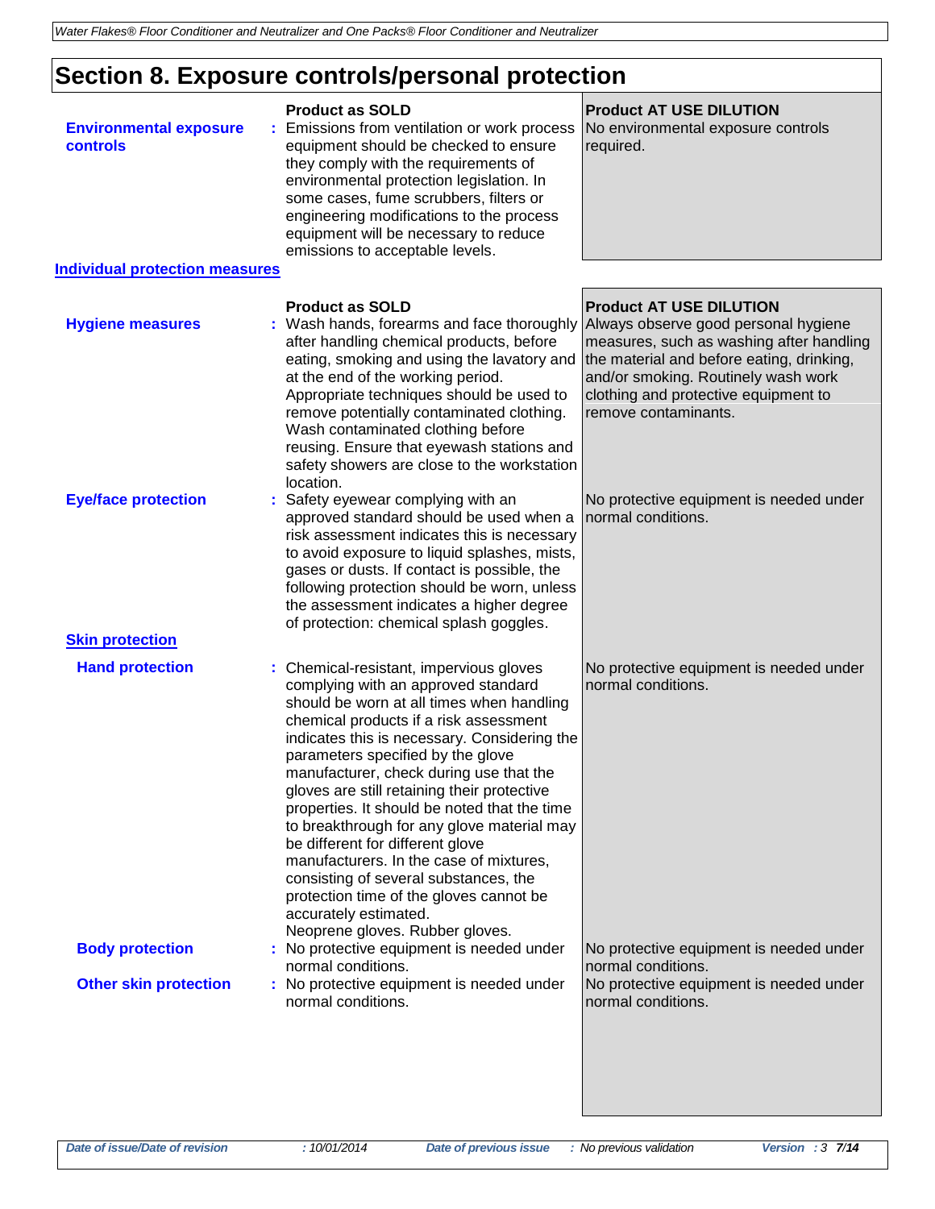# Section 8. Exposure controls/personal protection

| | Product as SOLD | Product AT USE DILUTION |
|---|---|---|
| **Environmental exposure controls** | Emissions from ventilation or work process equipment should be checked to ensure they comply with the requirements of environmental protection legislation. In some cases, fume scrubbers, filters or engineering modifications to the process equipment will be necessary to reduce emissions to acceptable levels. | No environmental exposure controls required. |

## Individual protection measures

| | Product as SOLD | Product AT USE DILUTION |
|---|---|---|
| **Hygiene measures** | Wash hands, forearms and face thoroughly after handling chemical products, before eating, smoking and using the lavatory and at the end of the working period. Appropriate techniques should be used to remove potentially contaminated clothing. Wash contaminated clothing before reusing. Ensure that eyewash stations and safety showers are close to the workstation location. | Always observe good personal hygiene measures, such as washing after handling the material and before eating, drinking, and/or smoking. Routinely wash work clothing and protective equipment to remove contaminants. |
| **Eye/face protection** | Safety eyewear complying with an approved standard should be used when a risk assessment indicates this is necessary to avoid exposure to liquid splashes, mists, gases or dusts. If contact is possible, the following protection should be worn, unless the assessment indicates a higher degree of protection: chemical splash goggles. | No protective equipment is needed under normal conditions. |
| **Skin protection** | | |
| **Hand protection** | Chemical-resistant, impervious gloves complying with an approved standard should be worn at all times when handling chemical products if a risk assessment indicates this is necessary. Considering the parameters specified by the glove manufacturer, check during use that the gloves are still retaining their protective properties. It should be noted that the time to breakthrough for any glove material may be different for different glove manufacturers. In the case of mixtures, consisting of several substances, the protection time of the gloves cannot be accurately estimated. Neoprene gloves. Rubber gloves. | No protective equipment is needed under normal conditions. |
| **Body protection** | No protective equipment is needed under normal conditions. | No protective equipment is needed under normal conditions. |
| **Other skin protection** | No protective equipment is needed under normal conditions. | No protective equipment is needed under normal conditions. |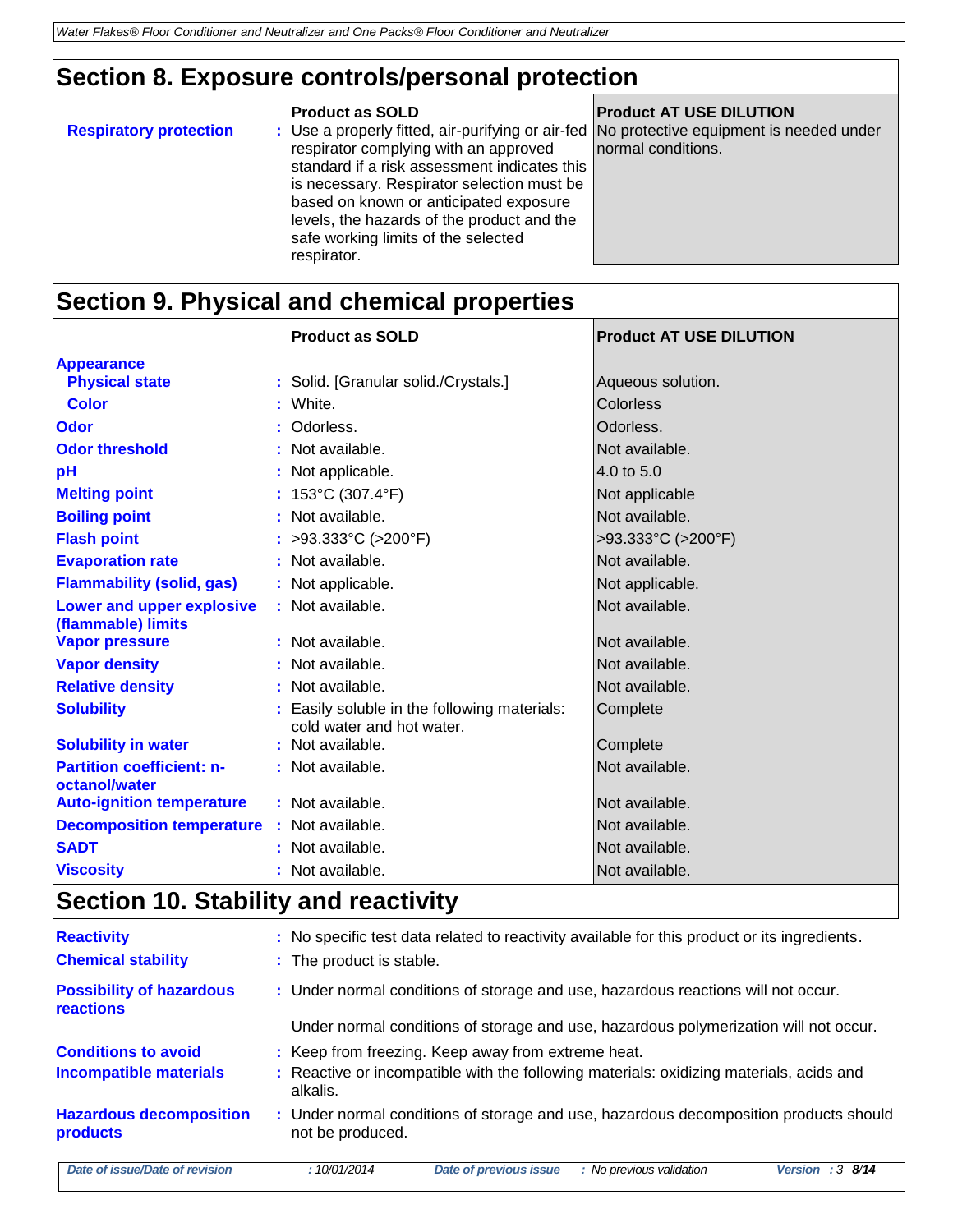## Section 8. Exposure controls/personal protection

| | Product as SOLD | Product AT USE DILUTION |
|---|---|---|
| **Respiratory protection** | : Use a properly fitted, air-purifying or air-fed respirator complying with an approved standard if a risk assessment indicates this is necessary. Respirator selection must be based on known or anticipated exposure levels, the hazards of the product and the safe working limits of the selected respirator. | No protective equipment is needed under normal conditions. |

## Section 9. Physical and chemical properties

| | Product as SOLD | Product AT USE DILUTION |
|---|---|---|
| **Appearance** | | |
| **Physical state** | : Solid. [Granular solid./Crystals.] | Aqueous solution. |
| **Color** | : White. | Colorless |
| **Odor** | : Odorless. | Odorless. |
| **Odor threshold** | : Not available. | Not available. |
| **pH** | : Not applicable. | 4.0 to 5.0 |
| **Melting point** | : 153°C (307.4°F) | Not applicable |
| **Boiling point** | : Not available. | Not available. |
| **Flash point** | : >93.333°C (>200°F) | >93.333°C (>200°F) |
| **Evaporation rate** | : Not available. | Not available. |
| **Flammability (solid, gas)** | : Not applicable. | Not applicable. |
| **Lower and upper explosive (flammable) limits** | : Not available. | Not available. |
| **Vapor pressure** | : Not available. | Not available. |
| **Vapor density** | : Not available. | Not available. |
| **Relative density** | : Not available. | Not available. |
| **Solubility** | : Easily soluble in the following materials: cold water and hot water. | Complete |
| **Solubility in water** | : Not available. | Complete |
| **Partition coefficient: n-octanol/water** | : Not available. | Not available. |
| **Auto-ignition temperature** | : Not available. | Not available. |
| **Decomposition temperature** | : Not available. | Not available. |
| **SADT** | : Not available. | Not available. |
| **Viscosity** | : Not available. | Not available. |

## Section 10. Stability and reactivity

**Reactivity** : No specific test data related to reactivity available for this product or its ingredients.

**Chemical stability** : The product is stable.

**Possibility of hazardous reactions** : Under normal conditions of storage and use, hazardous reactions will not occur.

Under normal conditions of storage and use, hazardous polymerization will not occur.

**Conditions to avoid** : Keep from freezing. Keep away from extreme heat.

**Incompatible materials** : Reactive or incompatible with the following materials: oxidizing materials, acids and alkalis.

**Hazardous decomposition products** : Under normal conditions of storage and use, hazardous decomposition products should not be produced.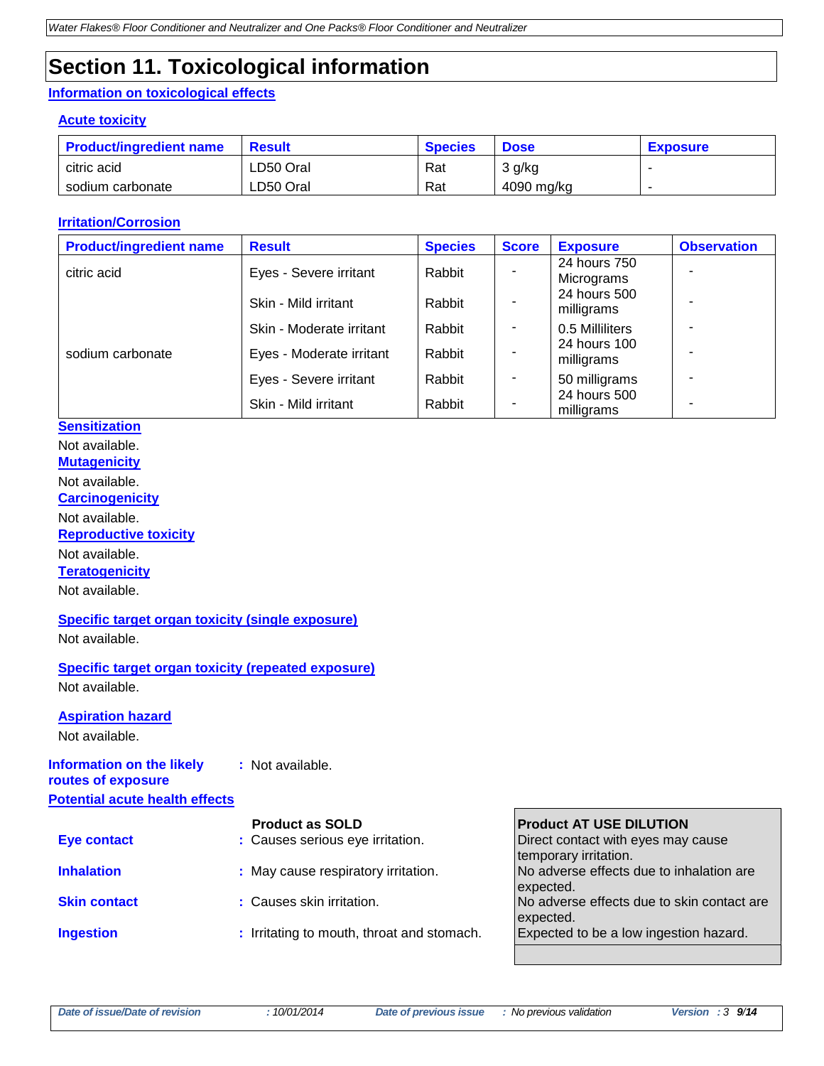# Section 11. Toxicological information

## Information on toxicological effects

### Acute toxicity

| Product/ingredient name | Result | Species | Dose | Exposure |
|---|---|---|---|---|
| citric acid | LD50 Oral | Rat | 3 g/kg | - |
| sodium carbonate | LD50 Oral | Rat | 4090 mg/kg | - |

### Irritation/Corrosion

| Product/ingredient name | Result | Species | Score | Exposure | Observation |
|---|---|---|---|---|---|
| citric acid | Eyes - Severe irritant | Rabbit | - | 24 hours 750 Micrograms | - |
| | Skin - Mild irritant | Rabbit | - | 24 hours 500 milligrams | - |
| | Skin - Moderate irritant | Rabbit | - | 0.5 Milliliters | - |
| sodium carbonate | Eyes - Moderate irritant | Rabbit | - | 24 hours 100 milligrams | - |
| | Eyes - Severe irritant | Rabbit | - | 50 milligrams | - |
| | Skin - Mild irritant | Rabbit | - | 24 hours 500 milligrams | - |

### Sensitization

Not available.

### Mutagenicity

Not available.

### Carcinogenicity

Not available.

### Reproductive toxicity

Not available.

### Teratogenicity

Not available.

### Specific target organ toxicity (single exposure)

Not available.

### Specific target organ toxicity (repeated exposure)

Not available.

### Aspiration hazard

Not available.

**Information on the likely routes of exposure** : Not available.

## Potential acute health effects

| | Product as SOLD | Product AT USE DILUTION |
|---|---|---|
| **Eye contact** | Causes serious eye irritation. | Direct contact with eyes may cause temporary irritation. |
| **Inhalation** | May cause respiratory irritation. | No adverse effects due to inhalation are expected. |
| **Skin contact** | Causes skin irritation. | No adverse effects due to skin contact are expected. |
| **Ingestion** | Irritating to mouth, throat and stomach. | Expected to be a low ingestion hazard. |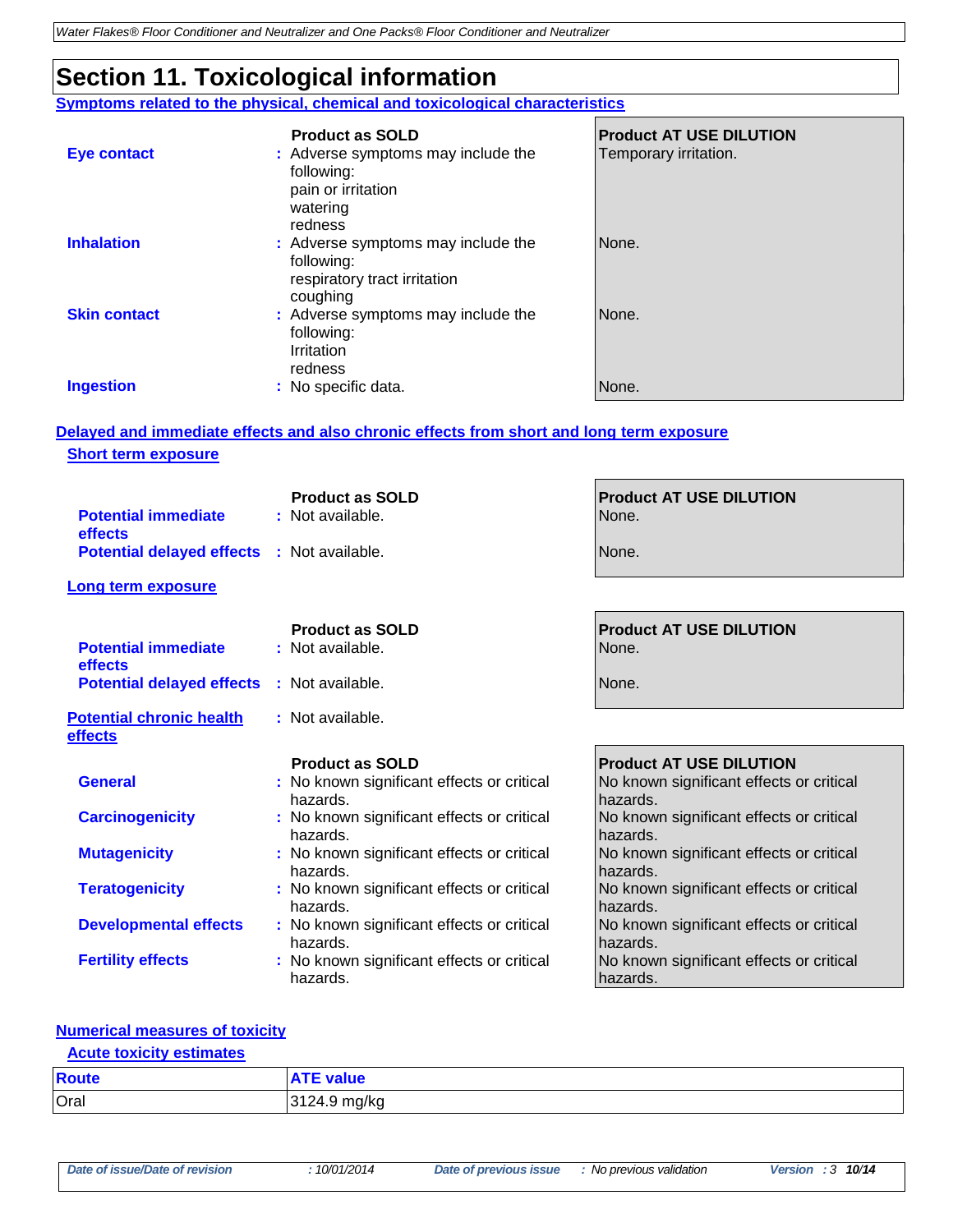# Section 11. Toxicological information

## Symptoms related to the physical, chemical and toxicological characteristics

| | Product as SOLD | Product AT USE DILUTION |
|---|---|---|
| **Eye contact** | Adverse symptoms may include the following: pain or irritation watering redness | Temporary irritation. |
| **Inhalation** | Adverse symptoms may include the following: respiratory tract irritation coughing | None. |
| **Skin contact** | Adverse symptoms may include the following: Irritation redness | None. |
| **Ingestion** | No specific data. | None. |

## Delayed and immediate effects and also chronic effects from short and long term exposure

### Short term exposure

| | Product as SOLD | Product AT USE DILUTION |
|---|---|---|
| **Potential immediate effects** | Not available. | None. |
| **Potential delayed effects** | Not available. | None. |

### Long term exposure

| | Product as SOLD | Product AT USE DILUTION |
|---|---|---|
| **Potential immediate effects** | Not available. | None. |
| **Potential delayed effects** | Not available. | None. |

### Potential chronic health effects

: Not available.

| | Product as SOLD | Product AT USE DILUTION |
|---|---|---|
| **General** | No known significant effects or critical hazards. | No known significant effects or critical hazards. |
| **Carcinogenicity** | No known significant effects or critical hazards. | No known significant effects or critical hazards. |
| **Mutagenicity** | No known significant effects or critical hazards. | No known significant effects or critical hazards. |
| **Teratogenicity** | No known significant effects or critical hazards. | No known significant effects or critical hazards. |
| **Developmental effects** | No known significant effects or critical hazards. | No known significant effects or critical hazards. |
| **Fertility effects** | No known significant effects or critical hazards. | No known significant effects or critical hazards. |

## Numerical measures of toxicity

### Acute toxicity estimates

| Route | ATE value |
|---|---|
| Oral | 3124.9 mg/kg |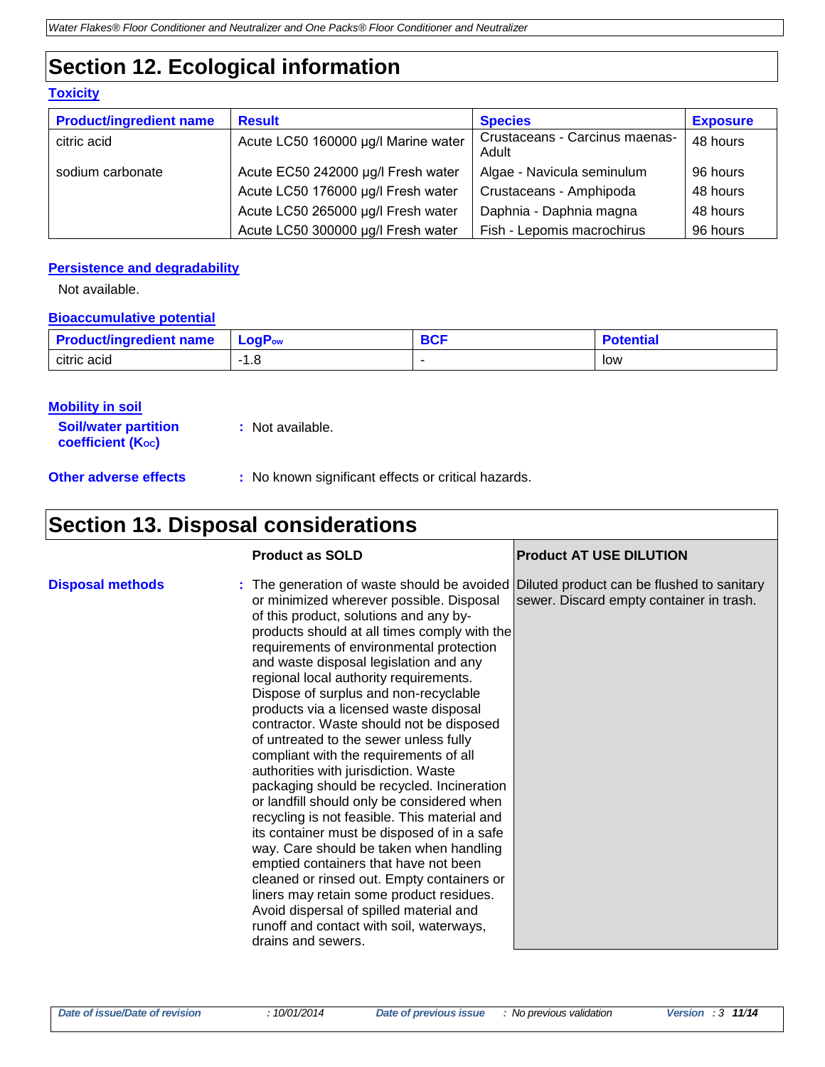## Section 12. Ecological information

### Toxicity

| Product/ingredient name | Result | Species | Exposure |
|---|---|---|---|
| citric acid | Acute LC50 160000 µg/l Marine water | Crustaceans - Carcinus maenas-Adult | 48 hours |
| sodium carbonate | Acute EC50 242000 µg/l Fresh water | Algae - Navicula seminulum | 96 hours |
| | Acute LC50 176000 µg/l Fresh water | Crustaceans - Amphipoda | 48 hours |
| | Acute LC50 265000 µg/l Fresh water | Daphnia - Daphnia magna | 48 hours |
| | Acute LC50 300000 µg/l Fresh water | Fish - Lepomis macrochirus | 96 hours |

### Persistence and degradability

Not available.

### Bioaccumulative potential

| Product/ingredient name | $LogP_{ow}$ | BCF | Potential |
|---|---|---|---|
| citric acid | -1.8 | - | low |

### Mobility in soil

**Soil/water partition coefficient ($K_{OC}$)** : Not available.

**Other adverse effects** : No known significant effects or critical hazards.

## Section 13. Disposal considerations

| | Product as SOLD | Product AT USE DILUTION |
|---|---|---|
| **Disposal methods** | : The generation of waste should be avoided or minimized wherever possible. Disposal of this product, solutions and any by-products should at all times comply with the requirements of environmental protection and waste disposal legislation and any regional local authority requirements. Dispose of surplus and non-recyclable products via a licensed waste disposal contractor. Waste should not be disposed of untreated to the sewer unless fully compliant with the requirements of all authorities with jurisdiction. Waste packaging should be recycled. Incineration or landfill should only be considered when recycling is not feasible. This material and its container must be disposed of in a safe way. Care should be taken when handling emptied containers that have not been cleaned or rinsed out. Empty containers or liners may retain some product residues. Avoid dispersal of spilled material and runoff and contact with soil, waterways, drains and sewers. | Diluted product can be flushed to sanitary sewer. Discard empty container in trash. |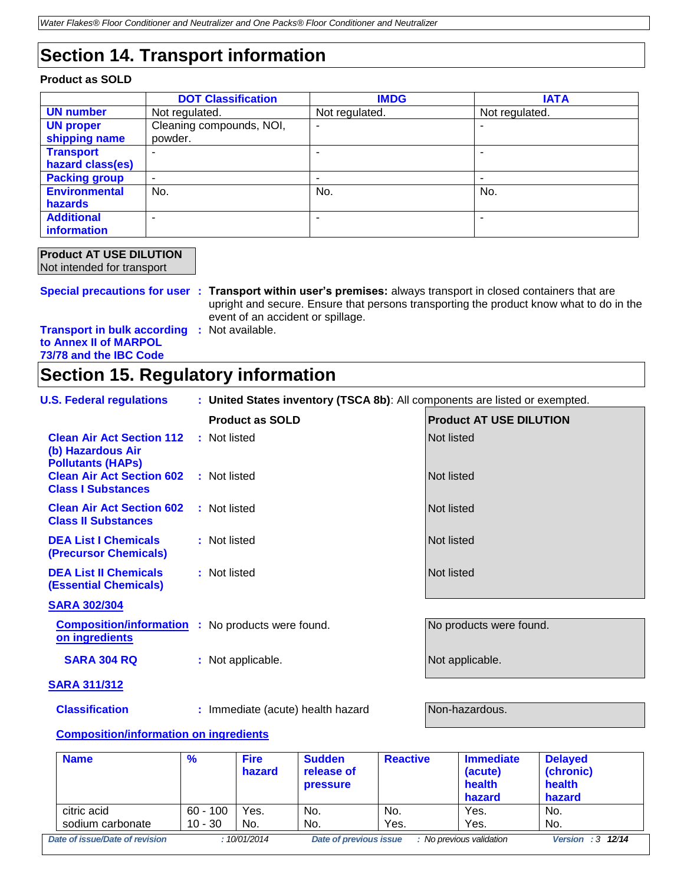## Section 14. Transport information

**Product as SOLD**

| | DOT Classification | IMDG | IATA |
|---|---|---|---|
| **UN number** | Not regulated. | Not regulated. | Not regulated. |
| **UN proper shipping name** | Cleaning compounds, NOI, powder. | - | - |
| **Transport hazard class(es)** | - | - | - |
| **Packing group** | - | - | - |
| **Environmental hazards** | No. | No. | No. |
| **Additional information** | - | - | - |

**Product AT USE DILUTION**
Not intended for transport

**Special precautions for user** : **Transport within user's premises:** always transport in closed containers that are upright and secure. Ensure that persons transporting the product know what to do in the event of an accident or spillage.

**Transport in bulk according to Annex II of MARPOL 73/78 and the IBC Code** : Not available.

## Section 15. Regulatory information

**U.S. Federal regulations** : **United States inventory (TSCA 8b)**: All components are listed or exempted.

| | Product as SOLD | Product AT USE DILUTION |
|---|---|---|
| **Clean Air Act Section 112 (b) Hazardous Air Pollutants (HAPs)** | Not listed | Not listed |
| **Clean Air Act Section 602 Class I Substances** | Not listed | Not listed |
| **Clean Air Act Section 602 Class II Substances** | Not listed | Not listed |
| **DEA List I Chemicals (Precursor Chemicals)** | Not listed | Not listed |
| **DEA List II Chemicals (Essential Chemicals)** | Not listed | Not listed |

**SARA 302/304**

| | Product as SOLD | Product AT USE DILUTION |
|---|---|---|
| **Composition/information on ingredients** | No products were found. | No products were found. |
| **SARA 304 RQ** | Not applicable. | Not applicable. |

**SARA 311/312**

| | Product as SOLD | Product AT USE DILUTION |
|---|---|---|
| **Classification** | Immediate (acute) health hazard | Non-hazardous. |

**Composition/information on ingredients**

| Name | % | Fire hazard | Sudden release of pressure | Reactive | Immediate (acute) health hazard | Delayed (chronic) health hazard |
|---|---|---|---|---|---|---|
| citric acid | 60 - 100 | Yes. | No. | No. | Yes. | No. |
| sodium carbonate | 10 - 30 | No. | No. | Yes. | Yes. | No. |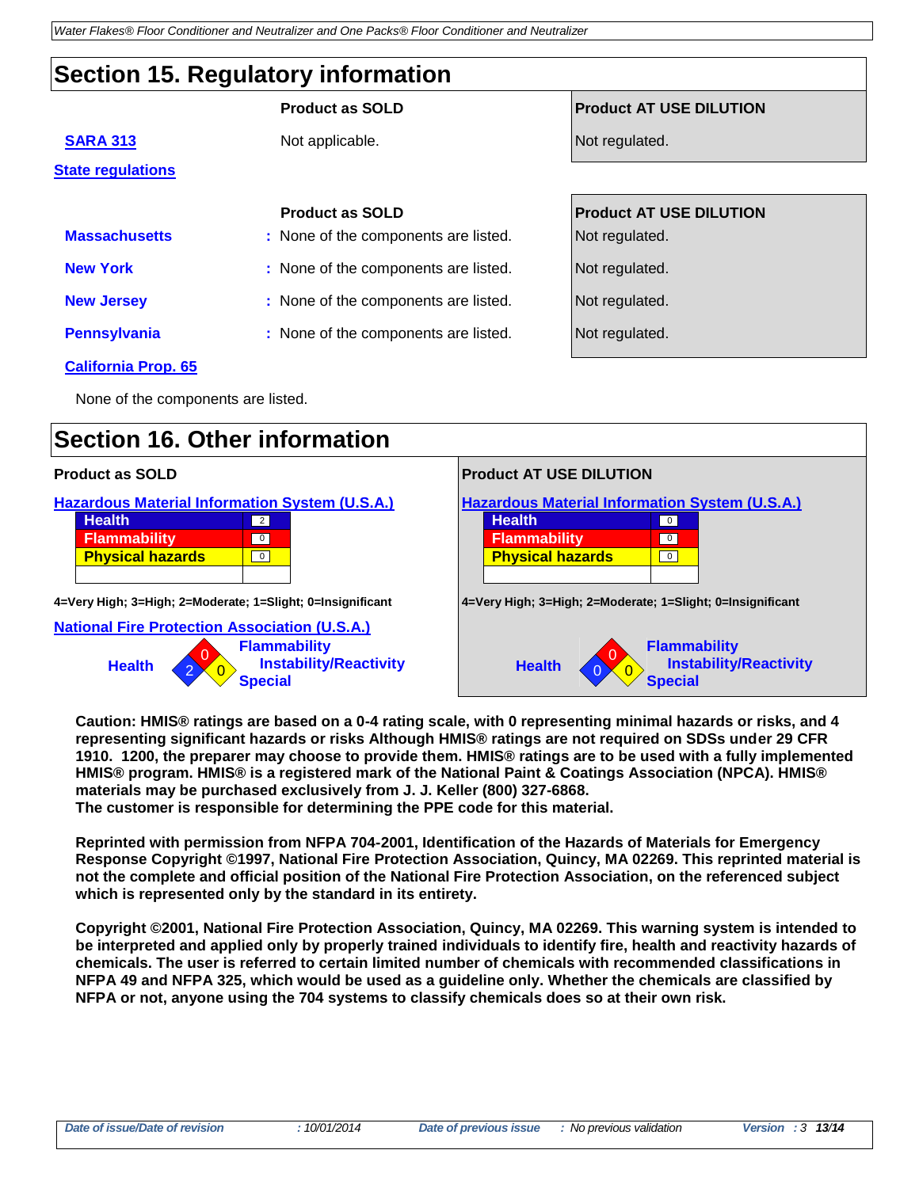## Section 15. Regulatory information

| | Product as SOLD | Product AT USE DILUTION |
|---|---|---|
| SARA 313 | Not applicable. | Not regulated. |

**State regulations**

| | Product as SOLD | Product AT USE DILUTION |
|---|---|---|
| Massachusetts | : None of the components are listed. | Not regulated. |
| New York | : None of the components are listed. | Not regulated. |
| New Jersey | : None of the components are listed. | Not regulated. |
| Pennsylvania | : None of the components are listed. | Not regulated. |

**California Prop. 65**

None of the components are listed.

## Section 16. Other information

**Hazardous Material Information System (U.S.A.)**

| | Product as SOLD | Product AT USE DILUTION |
|---|---|---|
| Health | 2 | 0 |
| Flammability | 0 | 0 |
| Physical hazards | 0 | 0 |

4=Very High; 3=High; 2=Moderate; 1=Slight; 0=Insignificant

**National Fire Protection Association (U.S.A.)**

| | Product as SOLD | Product AT USE DILUTION |
|---|---|---|
| Health | 2 | 0 |
| Flammability | 0 | 0 |
| Instability/Reactivity | 0 | 0 |
| Special | | |

**Caution: HMIS® ratings are based on a 0-4 rating scale, with 0 representing minimal hazards or risks, and 4 representing significant hazards or risks Although HMIS® ratings are not required on SDSs under 29 CFR 1910. 1200, the preparer may choose to provide them. HMIS® ratings are to be used with a fully implemented HMIS® program. HMIS® is a registered mark of the National Paint & Coatings Association (NPCA). HMIS® materials may be purchased exclusively from J. J. Keller (800) 327-6868.**
**The customer is responsible for determining the PPE code for this material.**

**Reprinted with permission from NFPA 704-2001, Identification of the Hazards of Materials for Emergency Response Copyright ©1997, National Fire Protection Association, Quincy, MA 02269. This reprinted material is not the complete and official position of the National Fire Protection Association, on the referenced subject which is represented only by the standard in its entirety.**

**Copyright ©2001, National Fire Protection Association, Quincy, MA 02269. This warning system is intended to be interpreted and applied only by properly trained individuals to identify fire, health and reactivity hazards of chemicals. The user is referred to certain limited number of chemicals with recommended classifications in NFPA 49 and NFPA 325, which would be used as a guideline only. Whether the chemicals are classified by NFPA or not, anyone using the 704 systems to classify chemicals does so at their own risk.**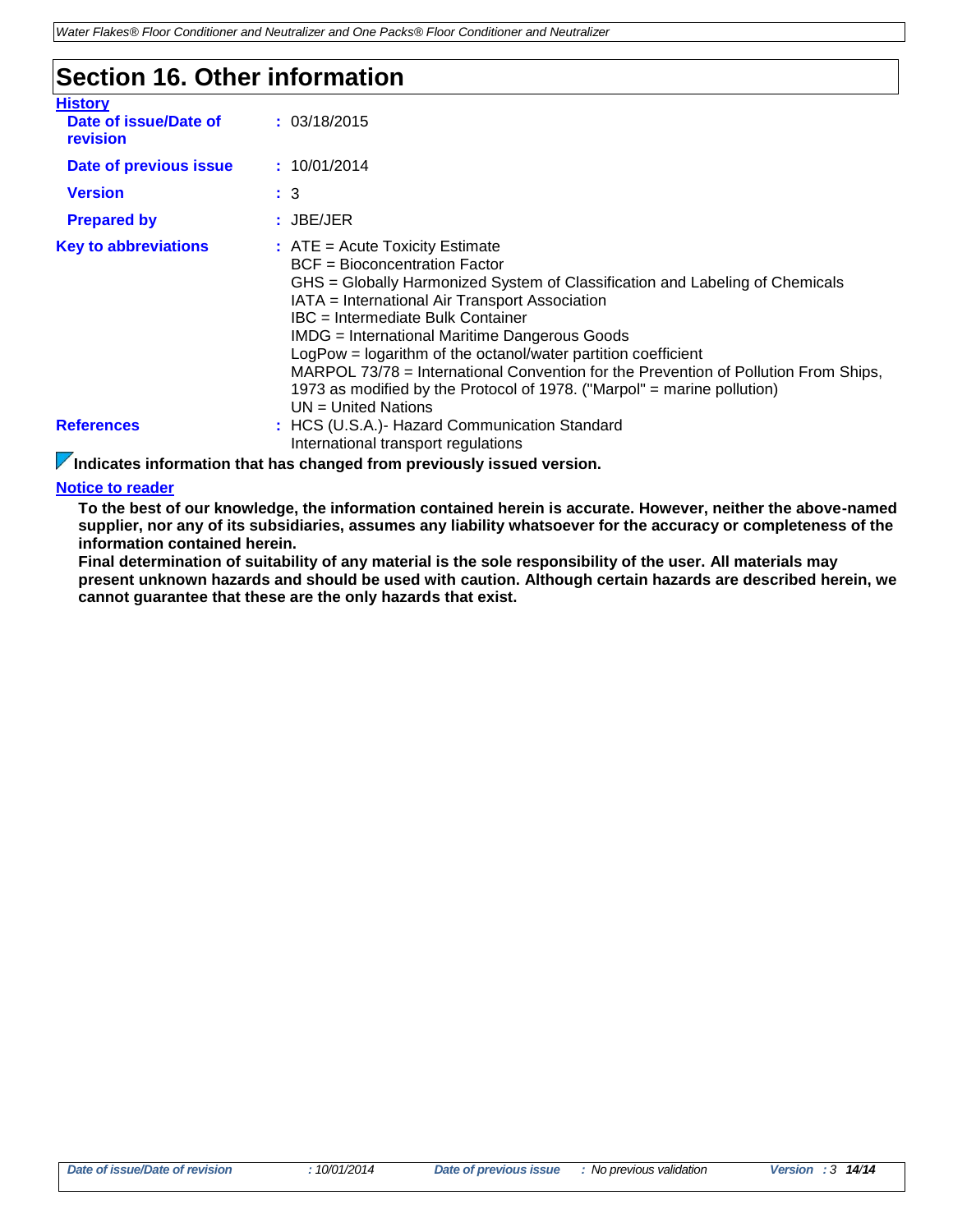# Section 16. Other information

**History**

**Date of issue/Date of revision** : 03/18/2015

**Date of previous issue** : 10/01/2014

**Version** : 3

**Prepared by** : JBE/JER

**Key to abbreviations** : ATE = Acute Toxicity Estimate
BCF = Bioconcentration Factor
GHS = Globally Harmonized System of Classification and Labeling of Chemicals
IATA = International Air Transport Association
IBC = Intermediate Bulk Container
IMDG = International Maritime Dangerous Goods
LogPow = logarithm of the octanol/water partition coefficient
MARPOL 73/78 = International Convention for the Prevention of Pollution From Ships, 1973 as modified by the Protocol of 1978. ("Marpol" = marine pollution)
UN = United Nations

**References** : HCS (U.S.A.)- Hazard Communication Standard
International transport regulations

**Indicates information that has changed from previously issued version.**

**Notice to reader**

**To the best of our knowledge, the information contained herein is accurate. However, neither the above-named supplier, nor any of its subsidiaries, assumes any liability whatsoever for the accuracy or completeness of the information contained herein.**
**Final determination of suitability of any material is the sole responsibility of the user. All materials may present unknown hazards and should be used with caution. Although certain hazards are described herein, we cannot guarantee that these are the only hazards that exist.**